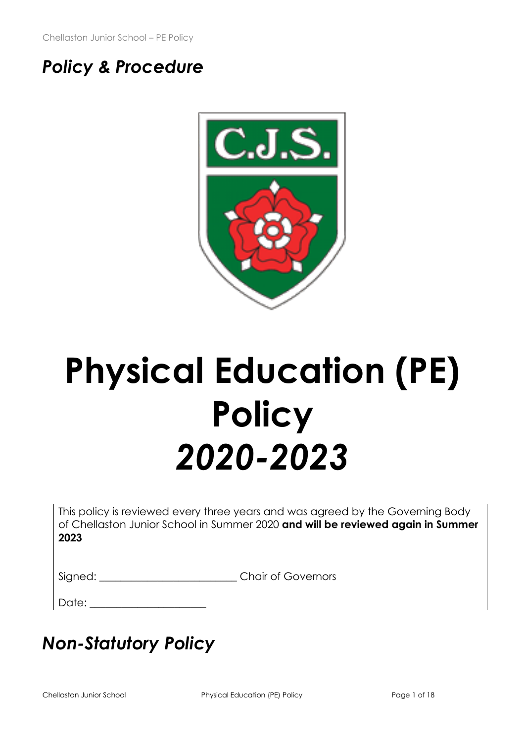*Policy & Procedure*

# Physical Education (PE) Policy *2020-2023*

This policy is reviewed every three years and was agreed by the Governing Body of Chellaston Junior School in Summer 2020 **and will be reviewed again in Summer 2023**

Signed: ________________________ Chair of Governors

Date: ____________________

## *Non-Statutory Policy*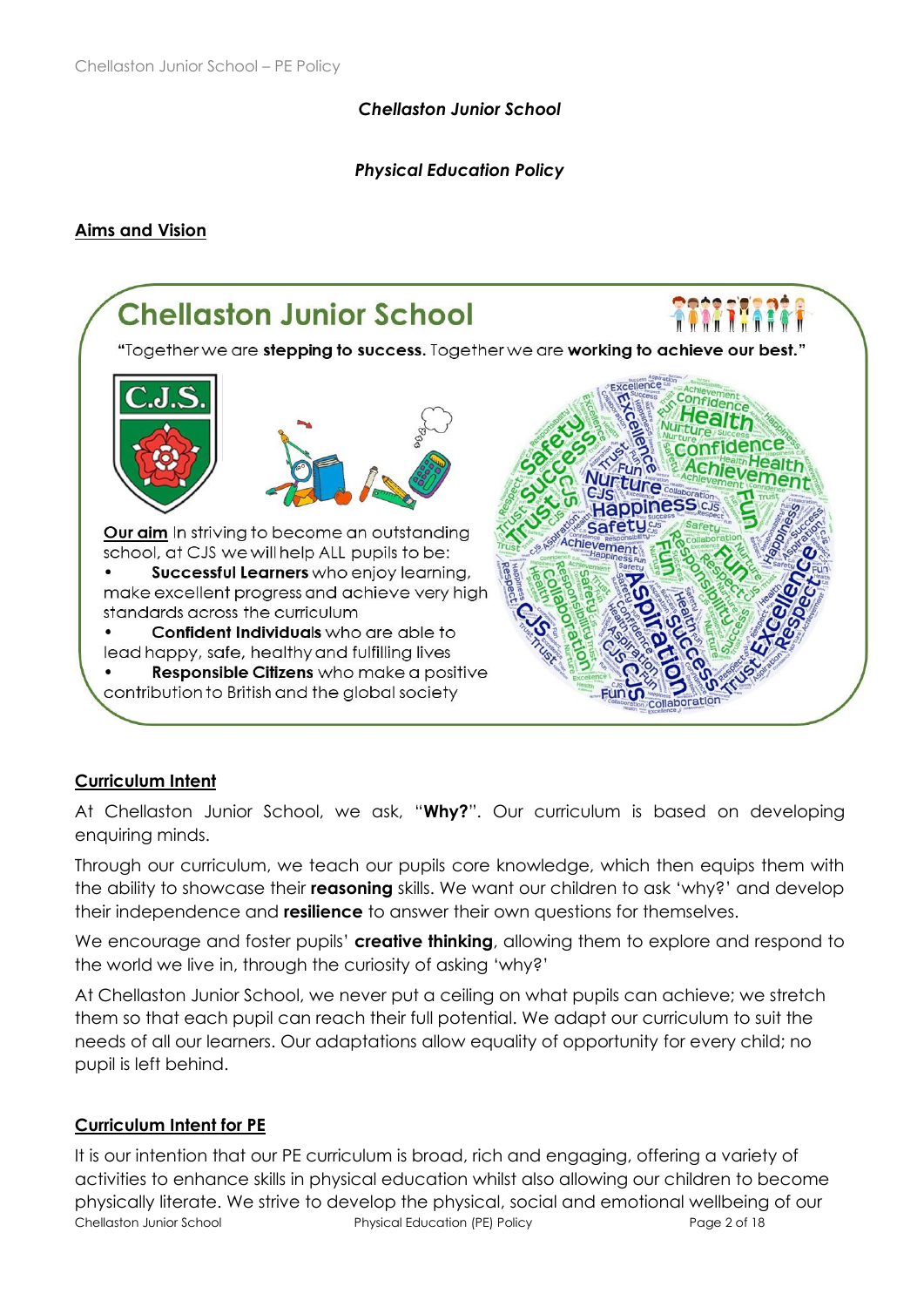*Chellaston Junior School*

*Physical Education Policy*

## Aims and Vision

## Chellaston Junior School

"Together we are **stepping to success.** Together we are **working to achieve our best.**"

**Our aim** In striving to become an outstanding school, at CJS we will help ALL pupils to be:

- **Successful Learners** who enjoy learning, make excellent progress and achieve very high standards across the curriculum
- **Confident Individuals** who are able to lead happy, safe, healthy and fulfilling lives
- **Responsible Citizens** who make a positive contribution to British and the global society

## Curriculum Intent

At Chellaston Junior School, we ask, "**Why?**". Our curriculum is based on developing enquiring minds.

Through our curriculum, we teach our pupils core knowledge, which then equips them with the ability to showcase their **reasoning** skills. We want our children to ask 'why?' and develop their independence and **resilience** to answer their own questions for themselves.

We encourage and foster pupils' **creative thinking**, allowing them to explore and respond to the world we live in, through the curiosity of asking 'why?'

At Chellaston Junior School, we never put a ceiling on what pupils can achieve; we stretch them so that each pupil can reach their full potential. We adapt our curriculum to suit the needs of all our learners. Our adaptations allow equality of opportunity for every child; no pupil is left behind.

## Curriculum Intent for PE

It is our intention that our PE curriculum is broad, rich and engaging, offering a variety of activities to enhance skills in physical education whilst also allowing our children to become physically literate. We strive to develop the physical, social and emotional wellbeing of our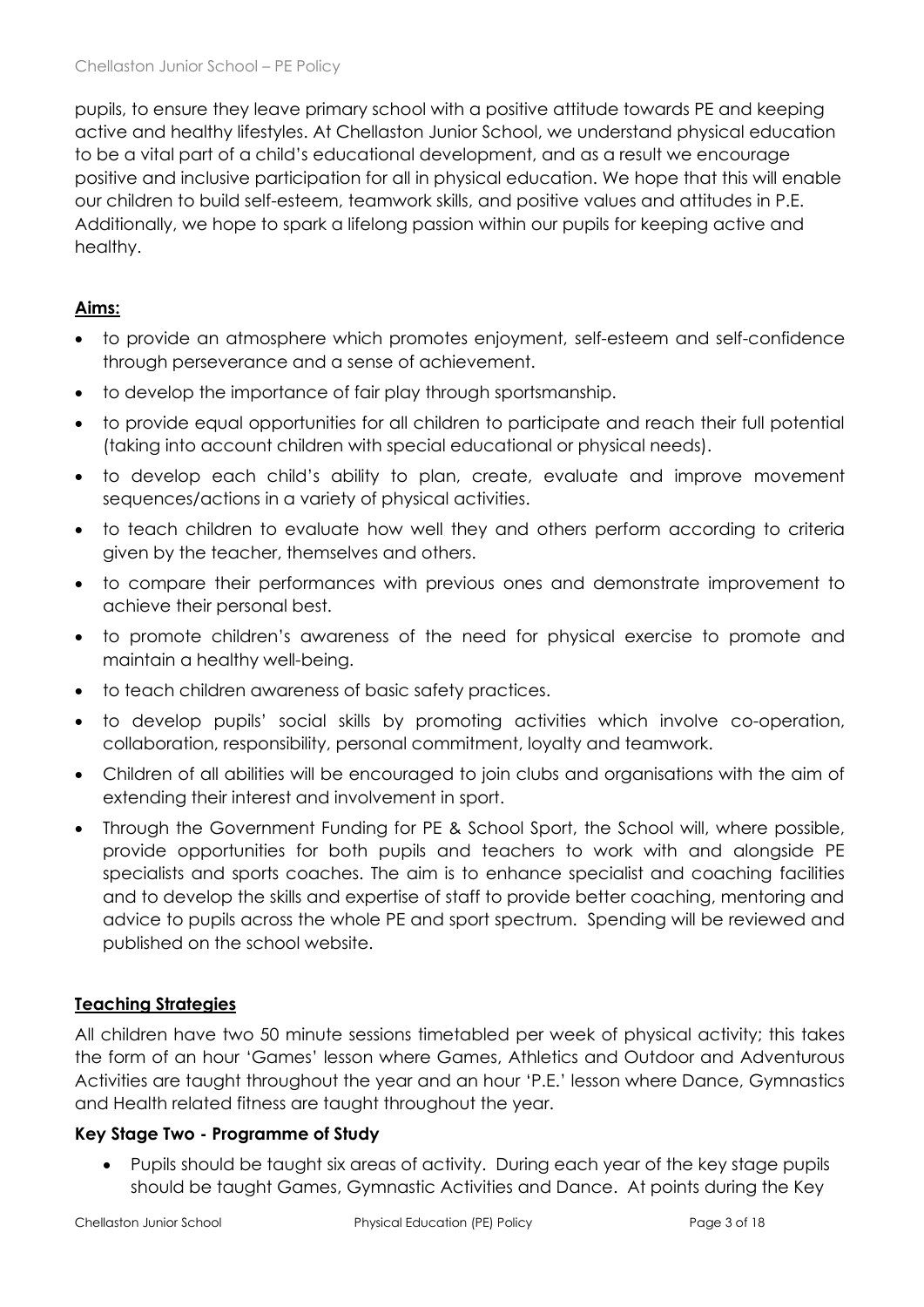pupils, to ensure they leave primary school with a positive attitude towards PE and keeping active and healthy lifestyles. At Chellaston Junior School, we understand physical education to be a vital part of a child's educational development, and as a result we encourage positive and inclusive participation for all in physical education. We hope that this will enable our children to build self-esteem, teamwork skills, and positive values and attitudes in P.E. Additionally, we hope to spark a lifelong passion within our pupils for keeping active and healthy.

## Aims:

- to provide an atmosphere which promotes enjoyment, self-esteem and self-confidence through perseverance and a sense of achievement.
- to develop the importance of fair play through sportsmanship.
- to provide equal opportunities for all children to participate and reach their full potential (taking into account children with special educational or physical needs).
- to develop each child's ability to plan, create, evaluate and improve movement sequences/actions in a variety of physical activities.
- to teach children to evaluate how well they and others perform according to criteria given by the teacher, themselves and others.
- to compare their performances with previous ones and demonstrate improvement to achieve their personal best.
- to promote children's awareness of the need for physical exercise to promote and maintain a healthy well-being.
- to teach children awareness of basic safety practices.
- to develop pupils' social skills by promoting activities which involve co-operation, collaboration, responsibility, personal commitment, loyalty and teamwork.
- Children of all abilities will be encouraged to join clubs and organisations with the aim of extending their interest and involvement in sport.
- Through the Government Funding for PE & School Sport, the School will, where possible, provide opportunities for both pupils and teachers to work with and alongside PE specialists and sports coaches. The aim is to enhance specialist and coaching facilities and to develop the skills and expertise of staff to provide better coaching, mentoring and advice to pupils across the whole PE and sport spectrum. Spending will be reviewed and published on the school website.

## Teaching Strategies

All children have two 50 minute sessions timetabled per week of physical activity; this takes the form of an hour 'Games' lesson where Games, Athletics and Outdoor and Adventurous Activities are taught throughout the year and an hour 'P.E.' lesson where Dance, Gymnastics and Health related fitness are taught throughout the year.

### Key Stage Two - Programme of Study

- Pupils should be taught six areas of activity. During each year of the key stage pupils should be taught Games, Gymnastic Activities and Dance. At points during the Key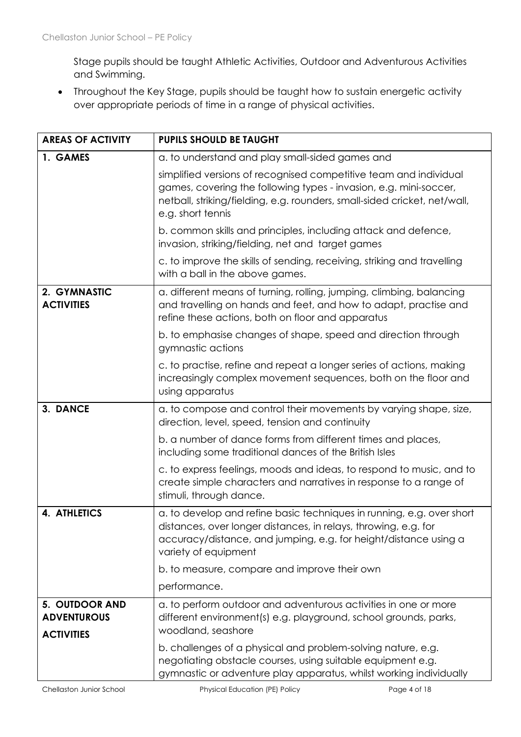Stage pupils should be taught Athletic Activities, Outdoor and Adventurous Activities and Swimming.

- Throughout the Key Stage, pupils should be taught how to sustain energetic activity over appropriate periods of time in a range of physical activities.

| AREAS OF ACTIVITY | PUPILS SHOULD BE TAUGHT |
| --- | --- |
| **1. GAMES** | a. to understand and play small-sided games and |
| | simplified versions of recognised competitive team and individual games, covering the following types - invasion, e.g. mini-soccer, netball, striking/fielding, e.g. rounders, small-sided cricket, net/wall, e.g. short tennis |
| | b. common skills and principles, including attack and defence, invasion, striking/fielding, net and target games |
| | c. to improve the skills of sending, receiving, striking and travelling with a ball in the above games. |
| **2. GYMNASTIC ACTIVITIES** | a. different means of turning, rolling, jumping, climbing, balancing and travelling on hands and feet, and how to adapt, practise and refine these actions, both on floor and apparatus |
| | b. to emphasise changes of shape, speed and direction through gymnastic actions |
| | c. to practise, refine and repeat a longer series of actions, making increasingly complex movement sequences, both on the floor and using apparatus |
| **3. DANCE** | a. to compose and control their movements by varying shape, size, direction, level, speed, tension and continuity |
| | b. a number of dance forms from different times and places, including some traditional dances of the British Isles |
| | c. to express feelings, moods and ideas, to respond to music, and to create simple characters and narratives in response to a range of stimuli, through dance. |
| **4. ATHLETICS** | a. to develop and refine basic techniques in running, e.g. over short distances, over longer distances, in relays, throwing, e.g. for accuracy/distance, and jumping, e.g. for height/distance using a variety of equipment |
| | b. to measure, compare and improve their own |
| | performance. |
| **5. OUTDOOR AND ADVENTUROUS ACTIVITIES** | a. to perform outdoor and adventurous activities in one or more different environment(s) e.g. playground, school grounds, parks, woodland, seashore |
| | b. challenges of a physical and problem-solving nature, e.g. negotiating obstacle courses, using suitable equipment e.g. gymnastic or adventure play apparatus, whilst working individually |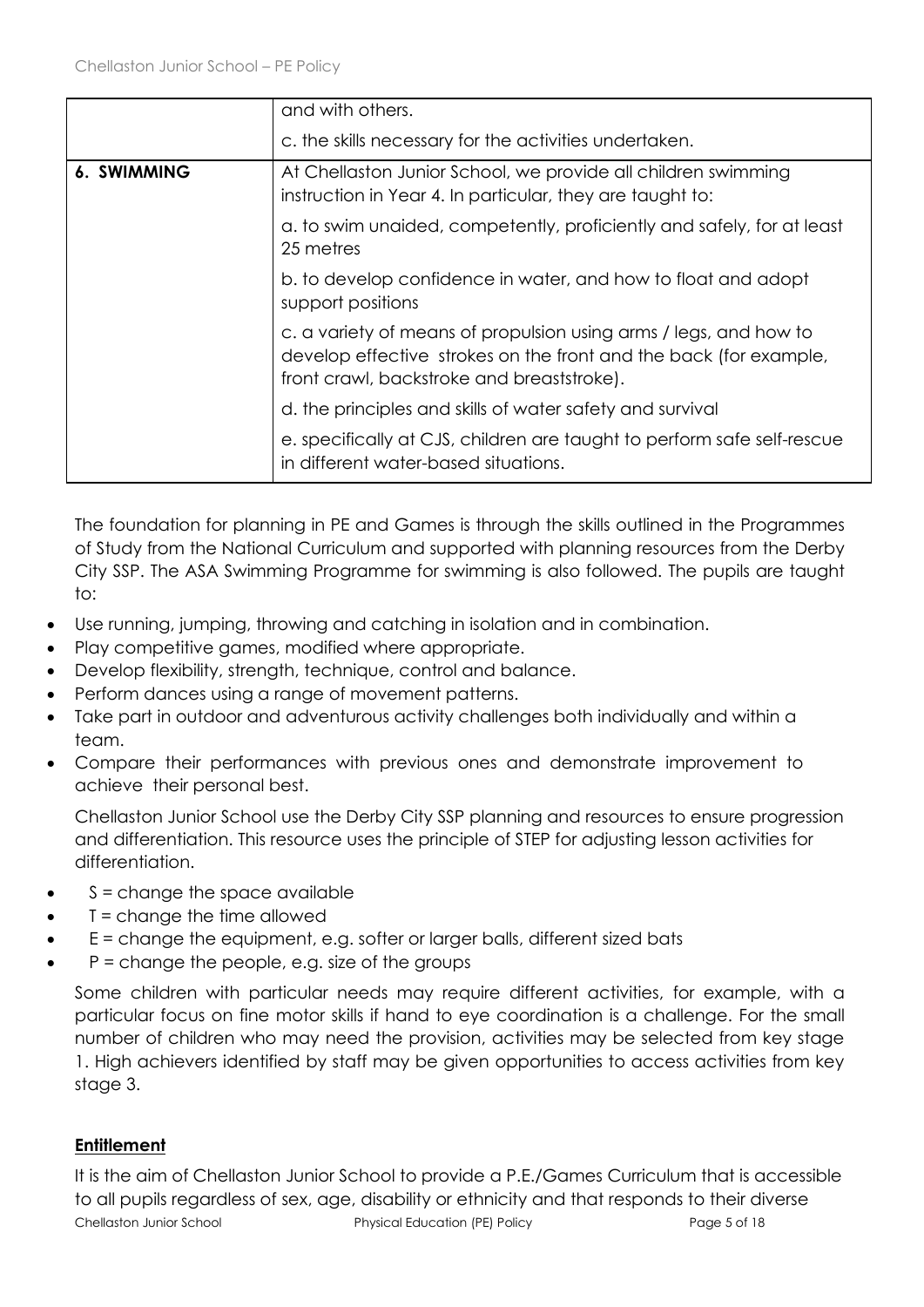| | |
|---|---|
| | and with others.<br><br>c. the skills necessary for the activities undertaken. |
| **6. SWIMMING** | At Chellaston Junior School, we provide all children swimming instruction in Year 4. In particular, they are taught to:<br><br>a. to swim unaided, competently, proficiently and safely, for at least 25 metres<br><br>b. to develop confidence in water, and how to float and adopt support positions<br><br>c. a variety of means of propulsion using arms / legs, and how to develop effective strokes on the front and the back (for example, front crawl, backstroke and breaststroke).<br><br>d. the principles and skills of water safety and survival<br><br>e. specifically at CJS, children are taught to perform safe self-rescue in different water-based situations. |

The foundation for planning in PE and Games is through the skills outlined in the Programmes of Study from the National Curriculum and supported with planning resources from the Derby City SSP. The ASA Swimming Programme for swimming is also followed. The pupils are taught to:

- Use running, jumping, throwing and catching in isolation and in combination.
- Play competitive games, modified where appropriate.
- Develop flexibility, strength, technique, control and balance.
- Perform dances using a range of movement patterns.
- Take part in outdoor and adventurous activity challenges both individually and within a team.
- Compare their performances with previous ones and demonstrate improvement to achieve their personal best.

Chellaston Junior School use the Derby City SSP planning and resources to ensure progression and differentiation. This resource uses the principle of STEP for adjusting lesson activities for differentiation.

- S = change the space available
- T = change the time allowed
- E = change the equipment, e.g. softer or larger balls, different sized bats
- P = change the people, e.g. size of the groups

Some children with particular needs may require different activities, for example, with a particular focus on fine motor skills if hand to eye coordination is a challenge. For the small number of children who may need the provision, activities may be selected from key stage 1. High achievers identified by staff may be given opportunities to access activities from key stage 3.

## Entitlement

It is the aim of Chellaston Junior School to provide a P.E./Games Curriculum that is accessible to all pupils regardless of sex, age, disability or ethnicity and that responds to their diverse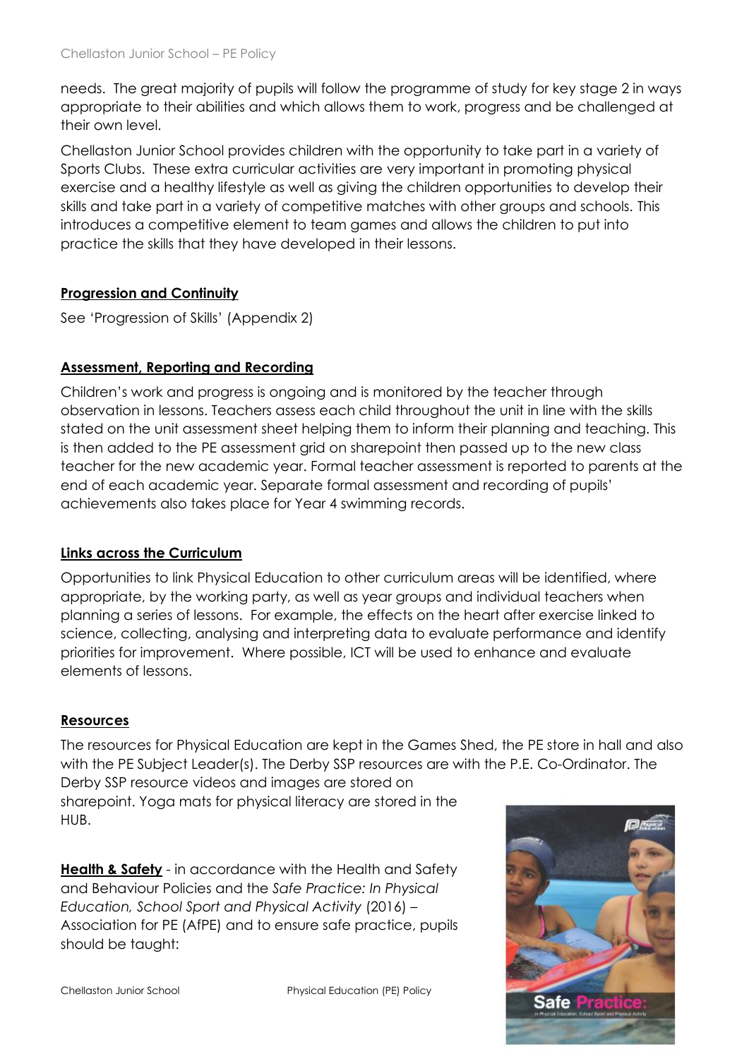needs.  The great majority of pupils will follow the programme of study for key stage 2 in ways appropriate to their abilities and which allows them to work, progress and be challenged at their own level.

Chellaston Junior School provides children with the opportunity to take part in a variety of Sports Clubs.  These extra curricular activities are very important in promoting physical exercise and a healthy lifestyle as well as giving the children opportunities to develop their skills and take part in a variety of competitive matches with other groups and schools. This introduces a competitive element to team games and allows the children to put into practice the skills that they have developed in their lessons.

## Progression and Continuity

See 'Progression of Skills' (Appendix 2)

## Assessment, Reporting and Recording

Children's work and progress is ongoing and is monitored by the teacher through observation in lessons. Teachers assess each child throughout the unit in line with the skills stated on the unit assessment sheet helping them to inform their planning and teaching. This is then added to the PE assessment grid on sharepoint then passed up to the new class teacher for the new academic year. Formal teacher assessment is reported to parents at the end of each academic year. Separate formal assessment and recording of pupils' achievements also takes place for Year 4 swimming records.

## Links across the Curriculum

Opportunities to link Physical Education to other curriculum areas will be identified, where appropriate, by the working party, as well as year groups and individual teachers when planning a series of lessons.  For example, the effects on the heart after exercise linked to science, collecting, analysing and interpreting data to evaluate performance and identify priorities for improvement.  Where possible, ICT will be used to enhance and evaluate elements of lessons.

## Resources

The resources for Physical Education are kept in the Games Shed, the PE store in hall and also with the PE Subject Leader(s). The Derby SSP resources are with the P.E. Co-Ordinator. The Derby SSP resource videos and images are stored on sharepoint. Yoga mats for physical literacy are stored in the HUB.

**Health & Safety** - in accordance with the Health and Safety and Behaviour Policies and the *Safe Practice: In Physical Education, School Sport and Physical Activity* (2016) – Association for PE (AfPE) and to ensure safe practice, pupils should be taught: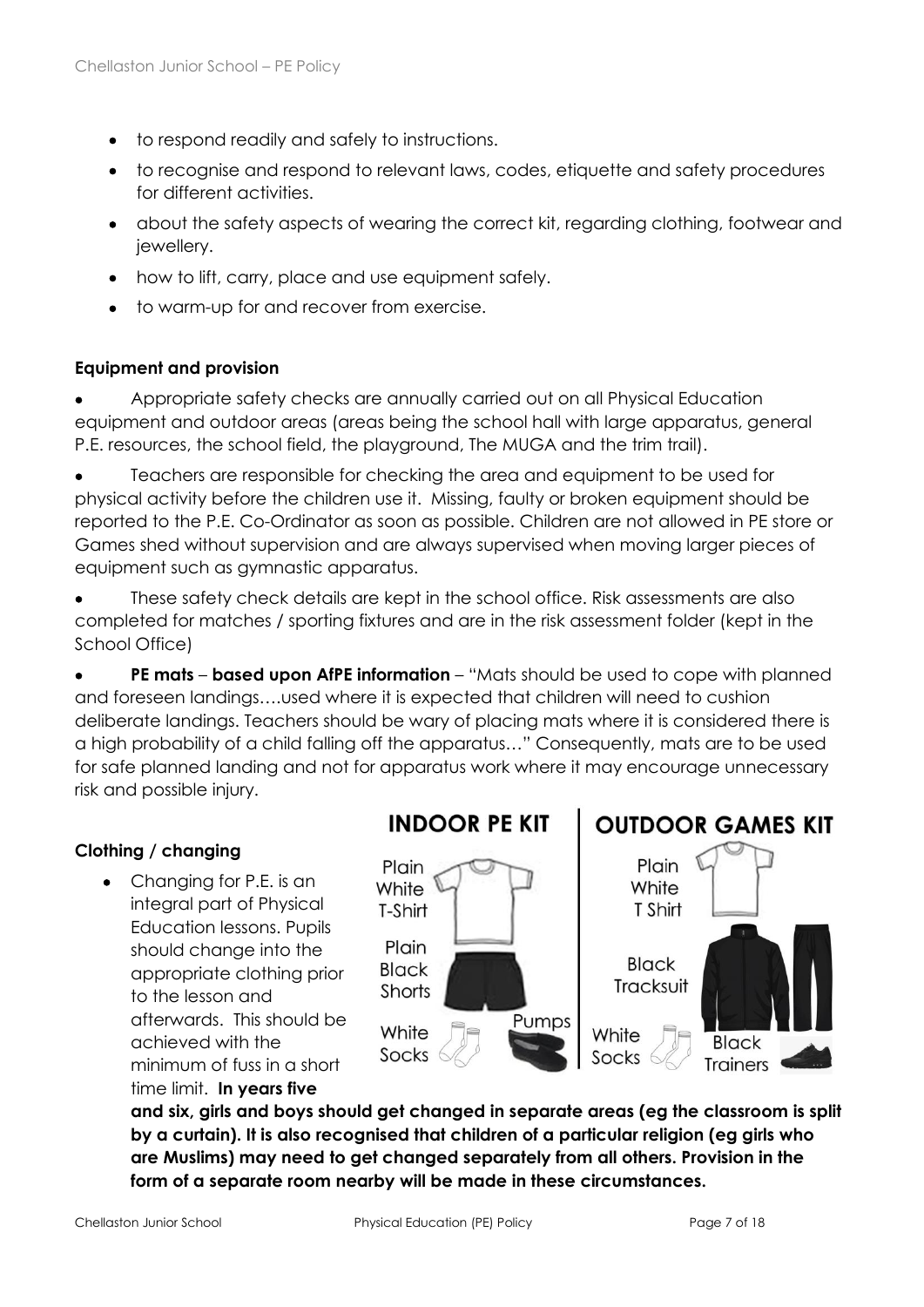- to respond readily and safely to instructions.
- to recognise and respond to relevant laws, codes, etiquette and safety procedures for different activities.
- about the safety aspects of wearing the correct kit, regarding clothing, footwear and jewellery.
- how to lift, carry, place and use equipment safely.
- to warm-up for and recover from exercise.

**Equipment and provision**

- Appropriate safety checks are annually carried out on all Physical Education equipment and outdoor areas (areas being the school hall with large apparatus, general P.E. resources, the school field, the playground, The MUGA and the trim trail).
- Teachers are responsible for checking the area and equipment to be used for physical activity before the children use it. Missing, faulty or broken equipment should be reported to the P.E. Co-Ordinator as soon as possible. Children are not allowed in PE store or Games shed without supervision and are always supervised when moving larger pieces of equipment such as gymnastic apparatus.
- These safety check details are kept in the school office. Risk assessments are also completed for matches / sporting fixtures and are in the risk assessment folder (kept in the School Office)
- **PE mats** – **based upon AfPE information** – "Mats should be used to cope with planned and foreseen landings….used where it is expected that children will need to cushion deliberate landings. Teachers should be wary of placing mats where it is considered there is a high probability of a child falling off the apparatus…" Consequently, mats are to be used for safe planned landing and not for apparatus work where it may encourage unnecessary risk and possible injury.

**Clothing / changing**

- Changing for P.E. is an integral part of Physical Education lessons. Pupils should change into the appropriate clothing prior to the lesson and afterwards. This should be achieved with the minimum of fuss in a short time limit. **In years five and six, girls and boys should get changed in separate areas (eg the classroom is split by a curtain). It is also recognised that children of a particular religion (eg girls who are Muslims) may need to get changed separately from all others. Provision in the form of a separate room nearby will be made in these circumstances.**

**INDOOR PE KIT**

- Plain White T-Shirt
- Plain Black Shorts
- White Socks
- Pumps

**OUTDOOR GAMES KIT**

- Plain White T Shirt
- Black Tracksuit
- White Socks
- Black Trainers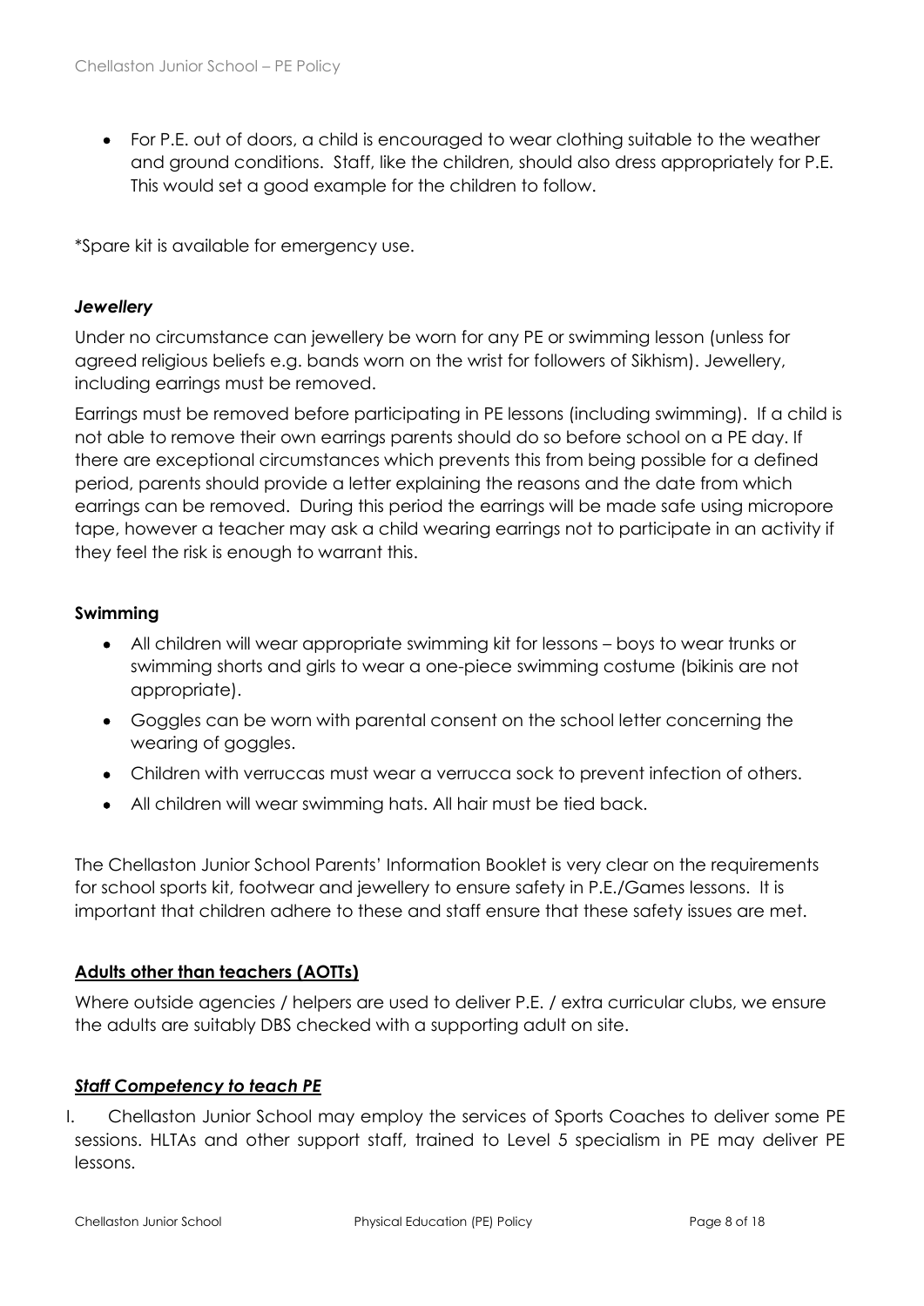- For P.E. out of doors, a child is encouraged to wear clothing suitable to the weather and ground conditions. Staff, like the children, should also dress appropriately for P.E. This would set a good example for the children to follow.

*Spare kit is available for emergency use.

### *Jewellery*

Under no circumstance can jewellery be worn for any PE or swimming lesson (unless for agreed religious beliefs e.g. bands worn on the wrist for followers of Sikhism). Jewellery, including earrings must be removed.

Earrings must be removed before participating in PE lessons (including swimming). If a child is not able to remove their own earrings parents should do so before school on a PE day. If there are exceptional circumstances which prevents this from being possible for a defined period, parents should provide a letter explaining the reasons and the date from which earrings can be removed. During this period the earrings will be made safe using micropore tape, however a teacher may ask a child wearing earrings not to participate in an activity if they feel the risk is enough to warrant this.

### **Swimming**

- All children will wear appropriate swimming kit for lessons – boys to wear trunks or swimming shorts and girls to wear a one-piece swimming costume (bikinis are not appropriate).
- Goggles can be worn with parental consent on the school letter concerning the wearing of goggles.
- Children with verruccas must wear a verrucca sock to prevent infection of others.
- All children will wear swimming hats. All hair must be tied back.

The Chellaston Junior School Parents' Information Booklet is very clear on the requirements for school sports kit, footwear and jewellery to ensure safety in P.E./Games lessons. It is important that children adhere to these and staff ensure that these safety issues are met.

### **Adults other than teachers (AOTTs)**

Where outside agencies / helpers are used to deliver P.E. / extra curricular clubs, we ensure the adults are suitably DBS checked with a supporting adult on site.

### ***Staff Competency to teach PE***

I. Chellaston Junior School may employ the services of Sports Coaches to deliver some PE sessions. HLTAs and other support staff, trained to Level 5 specialism in PE may deliver PE lessons.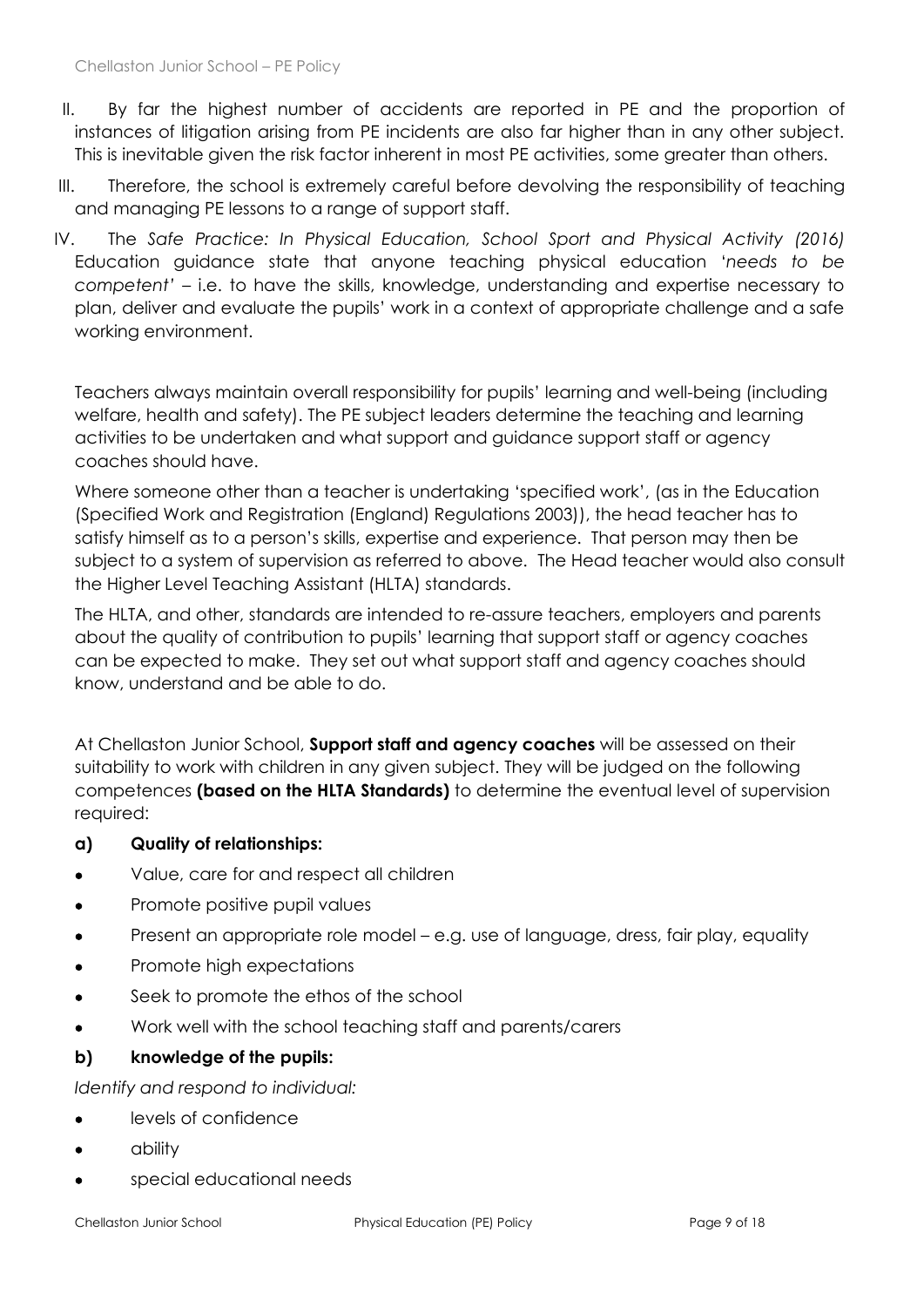II. By far the highest number of accidents are reported in PE and the proportion of instances of litigation arising from PE incidents are also far higher than in any other subject. This is inevitable given the risk factor inherent in most PE activities, some greater than others.

III. Therefore, the school is extremely careful before devolving the responsibility of teaching and managing PE lessons to a range of support staff.

IV. The *Safe Practice: In Physical Education, School Sport and Physical Activity (2016)* Education guidance state that anyone teaching physical education '*needs to be competent'* – i.e. to have the skills, knowledge, understanding and expertise necessary to plan, deliver and evaluate the pupils' work in a context of appropriate challenge and a safe working environment.

Teachers always maintain overall responsibility for pupils' learning and well-being (including welfare, health and safety). The PE subject leaders determine the teaching and learning activities to be undertaken and what support and guidance support staff or agency coaches should have.

Where someone other than a teacher is undertaking 'specified work', (as in the Education (Specified Work and Registration (England) Regulations 2003)), the head teacher has to satisfy himself as to a person's skills, expertise and experience. That person may then be subject to a system of supervision as referred to above. The Head teacher would also consult the Higher Level Teaching Assistant (HLTA) standards.

The HLTA, and other, standards are intended to re-assure teachers, employers and parents about the quality of contribution to pupils' learning that support staff or agency coaches can be expected to make. They set out what support staff and agency coaches should know, understand and be able to do.

At Chellaston Junior School, **Support staff and agency coaches** will be assessed on their suitability to work with children in any given subject. They will be judged on the following competences **(based on the HLTA Standards)** to determine the eventual level of supervision required:

**a) Quality of relationships:**

- Value, care for and respect all children
- Promote positive pupil values
- Present an appropriate role model – e.g. use of language, dress, fair play, equality
- Promote high expectations
- Seek to promote the ethos of the school
- Work well with the school teaching staff and parents/carers

**b) knowledge of the pupils:**

*Identify and respond to individual:*

- levels of confidence
- ability
- special educational needs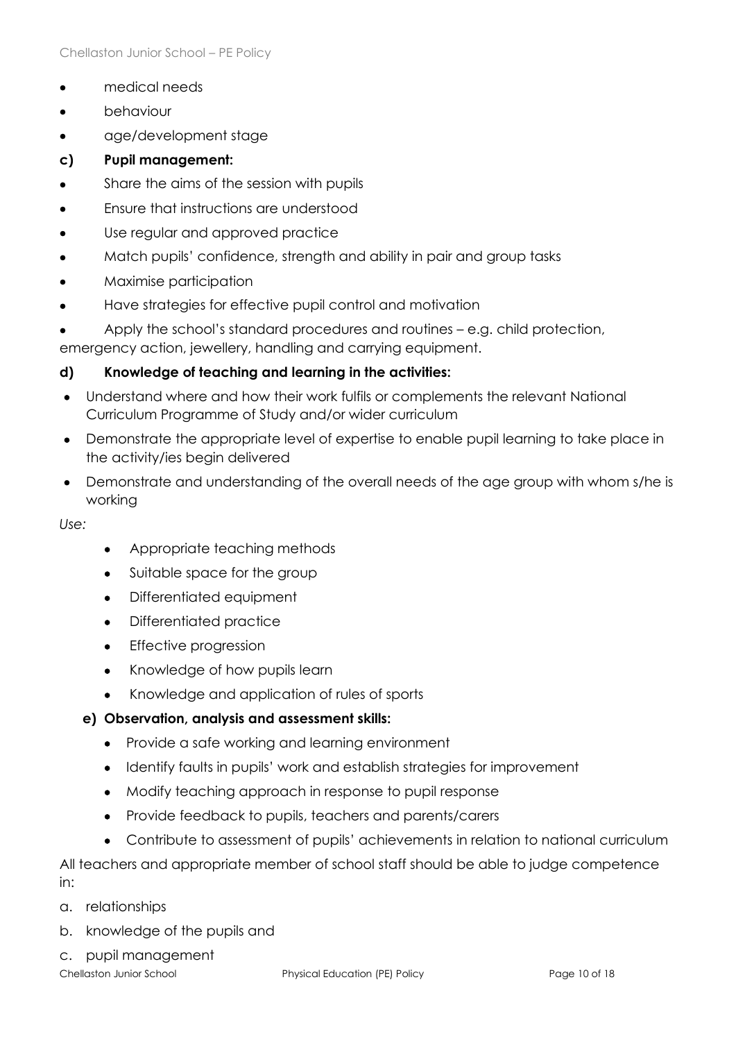- medical needs
- behaviour
- age/development stage

**c) Pupil management:**

- Share the aims of the session with pupils
- Ensure that instructions are understood
- Use regular and approved practice
- Match pupils' confidence, strength and ability in pair and group tasks
- Maximise participation
- Have strategies for effective pupil control and motivation
- Apply the school's standard procedures and routines – e.g. child protection, emergency action, jewellery, handling and carrying equipment.

**d) Knowledge of teaching and learning in the activities:**

- Understand where and how their work fulfils or complements the relevant National Curriculum Programme of Study and/or wider curriculum
- Demonstrate the appropriate level of expertise to enable pupil learning to take place in the activity/ies begin delivered
- Demonstrate and understanding of the overall needs of the age group with whom s/he is working

*Use:*

- Appropriate teaching methods
- Suitable space for the group
- Differentiated equipment
- Differentiated practice
- Effective progression
- Knowledge of how pupils learn
- Knowledge and application of rules of sports

**e) Observation, analysis and assessment skills:**

- Provide a safe working and learning environment
- Identify faults in pupils' work and establish strategies for improvement
- Modify teaching approach in response to pupil response
- Provide feedback to pupils, teachers and parents/carers
- Contribute to assessment of pupils' achievements in relation to national curriculum

All teachers and appropriate member of school staff should be able to judge competence in:

a. relationships
b. knowledge of the pupils and
c. pupil management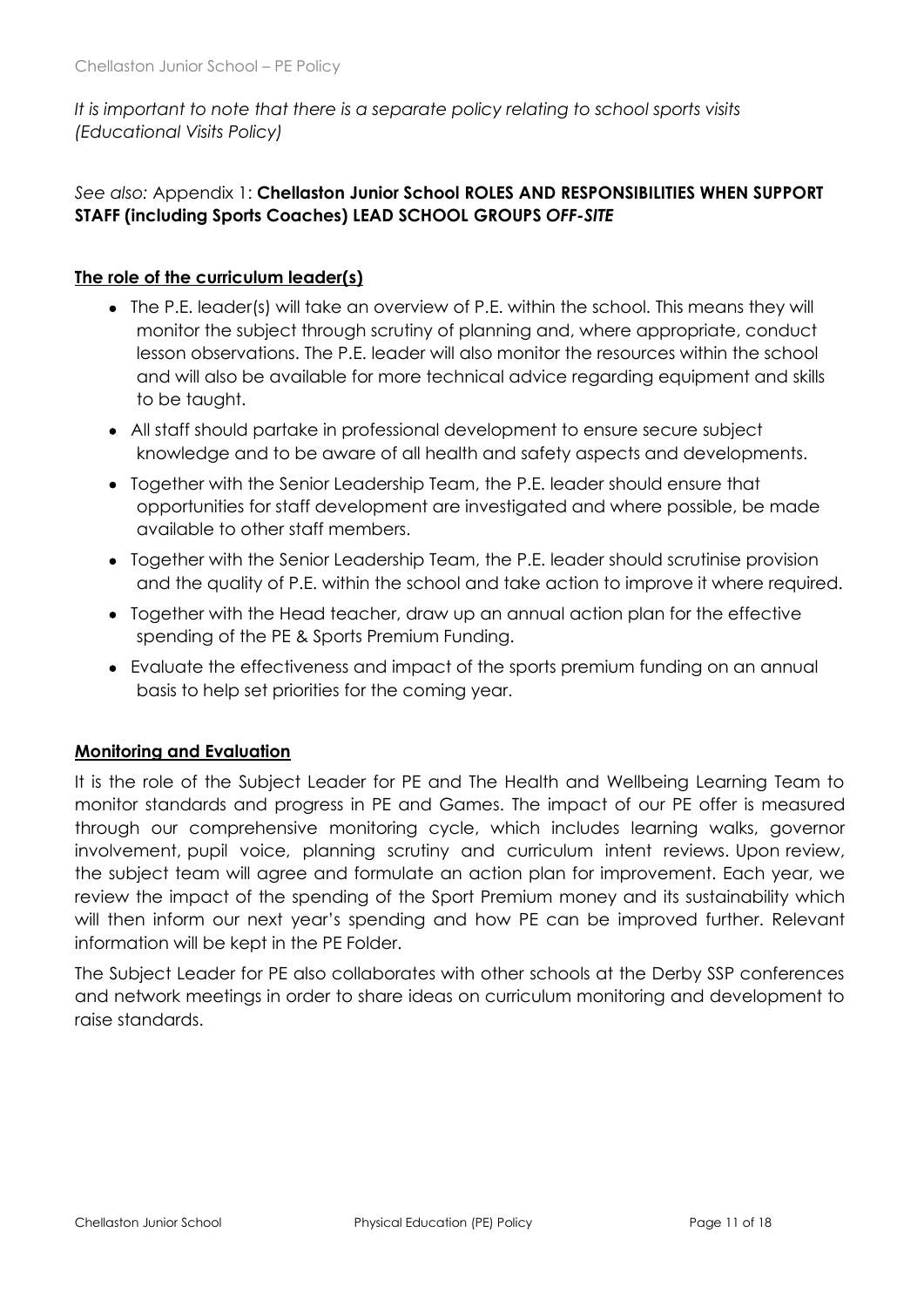*It is important to note that there is a separate policy relating to school sports visits (Educational Visits Policy)*

*See also:* Appendix 1: **Chellaston Junior School ROLES AND RESPONSIBILITIES WHEN SUPPORT STAFF (including Sports Coaches) LEAD SCHOOL GROUPS *OFF-SITE***

## The role of the curriculum leader(s)

- The P.E. leader(s) will take an overview of P.E. within the school. This means they will monitor the subject through scrutiny of planning and, where appropriate, conduct lesson observations. The P.E. leader will also monitor the resources within the school and will also be available for more technical advice regarding equipment and skills to be taught.
- All staff should partake in professional development to ensure secure subject knowledge and to be aware of all health and safety aspects and developments.
- Together with the Senior Leadership Team, the P.E. leader should ensure that opportunities for staff development are investigated and where possible, be made available to other staff members.
- Together with the Senior Leadership Team, the P.E. leader should scrutinise provision and the quality of P.E. within the school and take action to improve it where required.
- Together with the Head teacher, draw up an annual action plan for the effective spending of the PE & Sports Premium Funding.
- Evaluate the effectiveness and impact of the sports premium funding on an annual basis to help set priorities for the coming year.

## Monitoring and Evaluation

It is the role of the Subject Leader for PE and The Health and Wellbeing Learning Team to monitor standards and progress in PE and Games. The impact of our PE offer is measured through our comprehensive monitoring cycle, which includes learning walks, governor involvement, pupil voice, planning scrutiny and curriculum intent reviews. Upon review, the subject team will agree and formulate an action plan for improvement. Each year, we review the impact of the spending of the Sport Premium money and its sustainability which will then inform our next year's spending and how PE can be improved further. Relevant information will be kept in the PE Folder.

The Subject Leader for PE also collaborates with other schools at the Derby SSP conferences and network meetings in order to share ideas on curriculum monitoring and development to raise standards.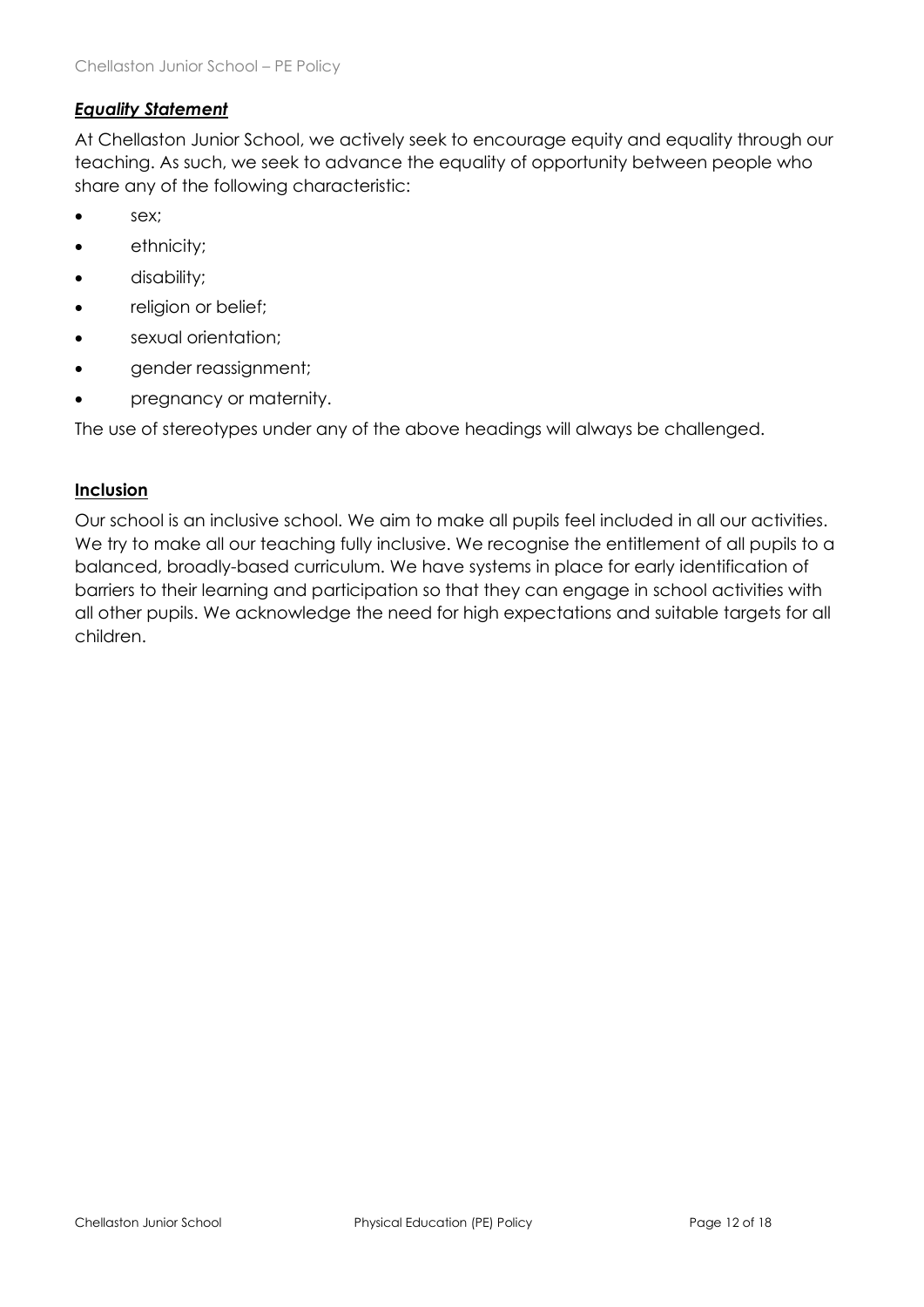## ***Equality Statement***

At Chellaston Junior School, we actively seek to encourage equity and equality through our teaching. As such, we seek to advance the equality of opportunity between people who share any of the following characteristic:

- sex;
- ethnicity;
- disability;
- religion or belief;
- sexual orientation;
- gender reassignment;
- pregnancy or maternity.

The use of stereotypes under any of the above headings will always be challenged.

## **Inclusion**

Our school is an inclusive school. We aim to make all pupils feel included in all our activities. We try to make all our teaching fully inclusive. We recognise the entitlement of all pupils to a balanced, broadly-based curriculum. We have systems in place for early identification of barriers to their learning and participation so that they can engage in school activities with all other pupils. We acknowledge the need for high expectations and suitable targets for all children.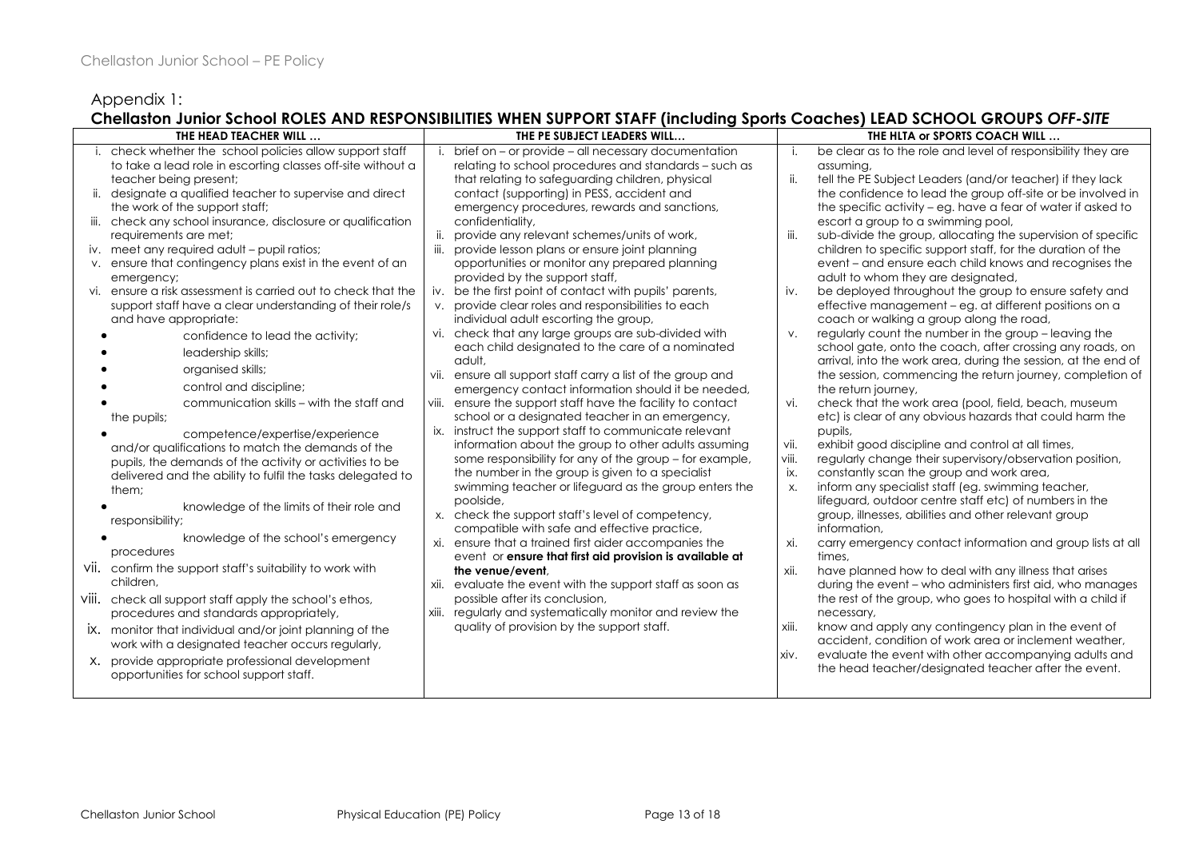## Appendix 1:

### Chellaston Junior School ROLES AND RESPONSIBILITIES WHEN SUPPORT STAFF (including Sports Coaches) LEAD SCHOOL GROUPS *OFF-SITE*

| THE HEAD TEACHER WILL … | THE PE SUBJECT LEADERS WILL… | THE HLTA or SPORTS COACH WILL … |
|---|---|---|
| i. check whether the school policies allow support staff to take a lead role in escorting classes off-site without a teacher being present;<br>ii. designate a qualified teacher to supervise and direct the work of the support staff;<br>iii. check any school insurance, disclosure or qualification requirements are met;<br>iv. meet any required adult – pupil ratios;<br>v. ensure that contingency plans exist in the event of an emergency;<br>vi. ensure a risk assessment is carried out to check that the support staff have a clear understanding of their role/s and have appropriate:<br>• confidence to lead the activity;<br>• leadership skills;<br>• organised skills;<br>• control and discipline;<br>• communication skills – with the staff and the pupils;<br>• competence/expertise/experience and/or qualifications to match the demands of the pupils, the demands of the activity or activities to be delivered and the ability to fulfil the tasks delegated to them;<br>• knowledge of the limits of their role and responsibility;<br>• knowledge of the school's emergency procedures<br>vii. confirm the support staff's suitability to work with children,<br>viii. check all support staff apply the school's ethos, procedures and standards appropriately,<br>ix. monitor that individual and/or joint planning of the work with a designated teacher occurs regularly,<br>x. provide appropriate professional development opportunities for school support staff. | i. brief on – or provide – all necessary documentation relating to school procedures and standards – such as that relating to safeguarding children, physical contact (supporting) in PESS, accident and emergency procedures, rewards and sanctions, confidentiality,<br>ii. provide any relevant schemes/units of work,<br>iii. provide lesson plans or ensure joint planning opportunities or monitor any prepared planning provided by the support staff,<br>iv. be the first point of contact with pupils' parents,<br>v. provide clear roles and responsibilities to each individual adult escorting the group,<br>vi. check that any large groups are sub-divided with each child designated to the care of a nominated adult,<br>vii. ensure all support staff carry a list of the group and emergency contact information should it be needed,<br>viii. ensure the support staff have the facility to contact school or a designated teacher in an emergency,<br>ix. instruct the support staff to communicate relevant information about the group to other adults assuming some responsibility for any of the group – for example, the number in the group is given to a specialist swimming teacher or lifeguard as the group enters the poolside,<br>x. check the support staff's level of competency, compatible with safe and effective practice,<br>xi. ensure that a trained first aider accompanies the event or **ensure that first aid provision is available at the venue/event**,<br>xii. evaluate the event with the support staff as soon as possible after its conclusion,<br>xiii. regularly and systematically monitor and review the quality of provision by the support staff. | i. be clear as to the role and level of responsibility they are assuming,<br>ii. tell the PE Subject Leaders (and/or teacher) if they lack the confidence to lead the group off-site or be involved in the specific activity – eg. have a fear of water if asked to escort a group to a swimming pool,<br>iii. sub-divide the group, allocating the supervision of specific children to specific support staff, for the duration of the event – and ensure each child knows and recognises the adult to whom they are designated,<br>iv. be deployed throughout the group to ensure safety and effective management – eg. at different positions on a coach or walking a group along the road,<br>v. regularly count the number in the group – leaving the school gate, onto the coach, after crossing any roads, on arrival, into the work area, during the session, at the end of the session, commencing the return journey, completion of the return journey,<br>vi. check that the work area (pool, field, beach, museum etc) is clear of any obvious hazards that could harm the pupils,<br>vii. exhibit good discipline and control at all times,<br>viii. regularly change their supervisory/observation position,<br>ix. constantly scan the group and work area,<br>x. inform any specialist staff (eg. swimming teacher, lifeguard, outdoor centre staff etc) of numbers in the group, illnesses, abilities and other relevant group information,<br>xi. carry emergency contact information and group lists at all times,<br>xii. have planned how to deal with any illness that arises during the event – who administers first aid, who manages the rest of the group, who goes to hospital with a child if necessary,<br>xiii. know and apply any contingency plan in the event of accident, condition of work area or inclement weather,<br>xiv. evaluate the event with other accompanying adults and the head teacher/designated teacher after the event. |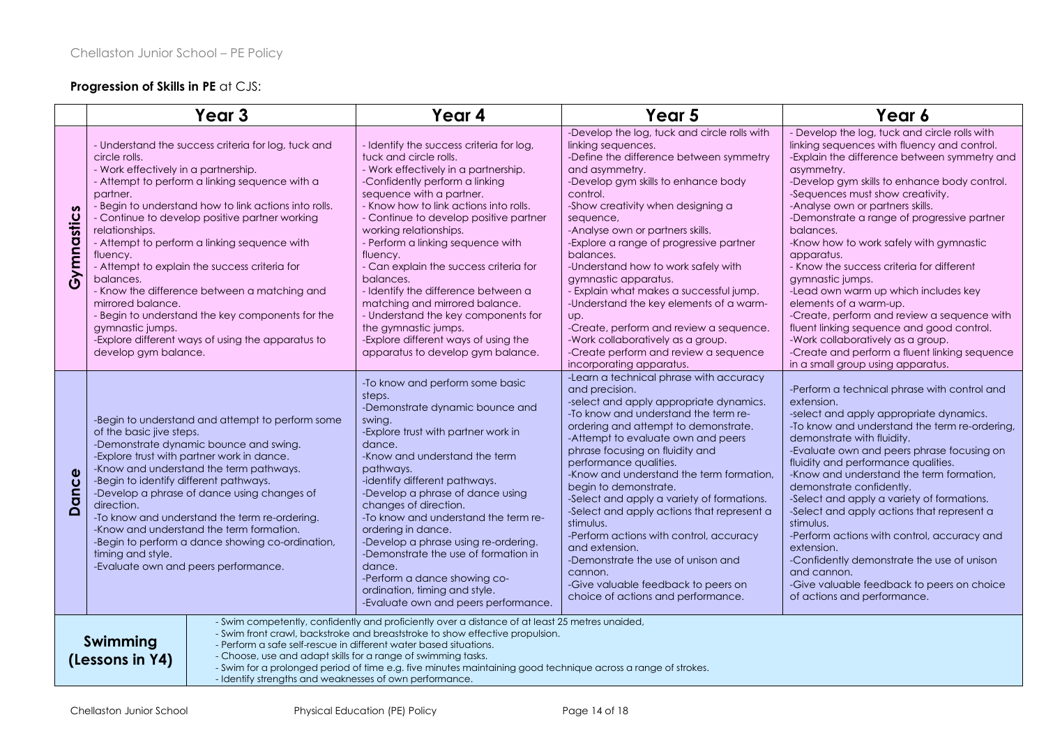**Progression of Skills in PE** at CJS:

| | Year 3 | Year 4 | Year 5 | Year 6 |
|---|---|---|---|---|
| **Gymnastics** | - Understand the success criteria for log, tuck and circle rolls.<br>- Work effectively in a partnership.<br>- Attempt to perform a linking sequence with a partner.<br>- Begin to understand how to link actions into rolls.<br>- Continue to develop positive partner working relationships.<br>- Attempt to perform a linking sequence with fluency.<br>- Attempt to explain the success criteria for balances.<br>- Know the difference between a matching and mirrored balance.<br>- Begin to understand the key components for the gymnastic jumps.<br>-Explore different ways of using the apparatus to develop gym balance. | - Identify the success criteria for log, tuck and circle rolls.<br>- Work effectively in a partnership.<br>-Confidently perform a linking sequence with a partner.<br>- Know how to link actions into rolls.<br>- Continue to develop positive partner working relationships.<br>- Perform a linking sequence with fluency.<br>- Can explain the success criteria for balances.<br>- Identify the difference between a matching and mirrored balance.<br>- Understand the key components for the gymnastic jumps.<br>-Explore different ways of using the apparatus to develop gym balance. | -Develop the log, tuck and circle rolls with linking sequences.<br>-Define the difference between symmetry and asymmetry.<br>-Develop gym skills to enhance body control.<br>-Show creativity when designing a sequence,<br>-Analyse own or partners skills.<br>-Explore a range of progressive partner balances.<br>-Understand how to work safely with gymnastic apparatus.<br>- Explain what makes a successful jump.<br>-Understand the key elements of a warm-up.<br>-Create, perform and review a sequence.<br>-Work collaboratively as a group.<br>-Create perform and review a sequence incorporating apparatus. | - Develop the log, tuck and circle rolls with linking sequences with fluency and control.<br>-Explain the difference between symmetry and asymmetry.<br>-Develop gym skills to enhance body control.<br>-Sequences must show creativity.<br>-Analyse own or partners skills.<br>-Demonstrate a range of progressive partner balances.<br>-Know how to work safely with gymnastic apparatus.<br>- Know the success criteria for different gymnastic jumps.<br>-Lead own warm up which includes key elements of a warm-up.<br>-Create, perform and review a sequence with fluent linking sequence and good control.<br>-Work collaboratively as a group.<br>-Create and perform a fluent linking sequence in a small group using apparatus. |
| **Dance** | -Begin to understand and attempt to perform some of the basic jive steps.<br>-Demonstrate dynamic bounce and swing.<br>-Explore trust with partner work in dance.<br>-Know and understand the term pathways.<br>-Begin to identify different pathways.<br>-Develop a phrase of dance using changes of direction.<br>-To know and understand the term re-ordering.<br>-Know and understand the term formation.<br>-Begin to perform a dance showing co-ordination, timing and style.<br>-Evaluate own and peers performance. | -To know and perform some basic steps.<br>-Demonstrate dynamic bounce and swing.<br>-Explore trust with partner work in dance.<br>-Know and understand the term pathways.<br>-identify different pathways.<br>-Develop a phrase of dance using changes of direction.<br>-To know and understand the term re-ordering in dance.<br>-Develop a phrase using re-ordering.<br>-Demonstrate the use of formation in dance.<br>-Perform a dance showing co-ordination, timing and style.<br>-Evaluate own and peers performance. | -Learn a technical phrase with accuracy and precision.<br>-select and apply appropriate dynamics.<br>-To know and understand the term re-ordering and attempt to demonstrate.<br>-Attempt to evaluate own and peers phrase focusing on fluidity and performance qualities.<br>-Know and understand the term formation, begin to demonstrate.<br>-Select and apply a variety of formations.<br>-Select and apply actions that represent a stimulus.<br>-Perform actions with control, accuracy and extension.<br>-Demonstrate the use of unison and cannon.<br>-Give valuable feedback to peers on choice of actions and performance. | -Perform a technical phrase with control and extension.<br>-select and apply appropriate dynamics.<br>-To know and understand the term re-ordering, demonstrate with fluidity.<br>-Evaluate own and peers phrase focusing on fluidity and performance qualities.<br>-Know and understand the term formation, demonstrate confidently.<br>-Select and apply a variety of formations.<br>-Select and apply actions that represent a stimulus.<br>-Perform actions with control, accuracy and extension.<br>-Confidently demonstrate the use of unison and cannon.<br>-Give valuable feedback to peers on choice of actions and performance. |
| **Swimming (Lessons in Y4)** | - Swim competently, confidently and proficiently over a distance of at least 25 metres unaided,<br>- Swim front crawl, backstroke and breaststroke to show effective propulsion.<br>- Perform a safe self-rescue in different water based situations.<br>- Choose, use and adapt skills for a range of swimming tasks.<br>- Swim for a prolonged period of time e.g. five minutes maintaining good technique across a range of strokes.<br>- Identify strengths and weaknesses of own performance. | | | |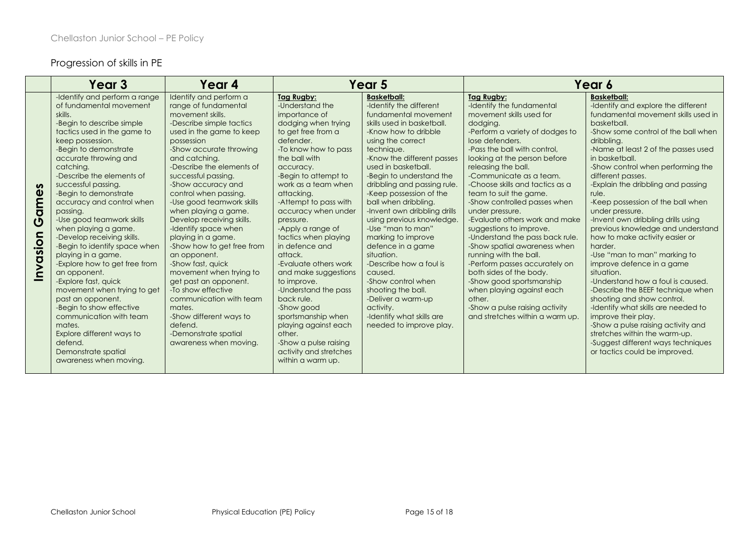## Progression of skills in PE

| | Year 3 | Year 4 | Year 5 | | Year 6 | |
|---|---|---|---|---|---|---|
| **Invasion Games** | -Identify and perform a range of fundamental movement skills.<br>-Begin to describe simple tactics used in the game to keep possession.<br>-Begin to demonstrate accurate throwing and catching.<br>-Describe the elements of successful passing.<br>-Begin to demonstrate accuracy and control when passing.<br>-Use good teamwork skills when playing a game.<br>-Develop receiving skills.<br>-Begin to identify space when playing in a game.<br>-Explore how to get free from an opponent.<br>-Explore fast, quick movement when trying to get past an opponent.<br>-Begin to show effective communication with team mates.<br>Explore different ways to defend.<br>Demonstrate spatial awareness when moving. | Identify and perform a range of fundamental movement skills.<br>-Describe simple tactics used in the game to keep possession<br>-Show accurate throwing and catching.<br>-Describe the elements of successful passing.<br>-Show accuracy and control when passing.<br>-Use good teamwork skills when playing a game.<br>Develop receiving skills.<br>-Identify space when playing in a game.<br>-Show how to get free from an opponent.<br>-Show fast, quick movement when trying to get past an opponent.<br>-To show effective communication with team mates.<br>-Show different ways to defend.<br>-Demonstrate spatial awareness when moving. | **Tag Rugby:**<br>-Understand the importance of dodging when trying to get free from a defender.<br>-To know how to pass the ball with accuracy.<br>-Begin to attempt to work as a team when attacking.<br>-Attempt to pass with accuracy when under pressure.<br>-Apply a range of tactics when playing in defence and attack.<br>-Evaluate others work and make suggestions to improve.<br>-Understand the pass back rule.<br>-Show good sportsmanship when playing against each other.<br>-Show a pulse raising activity and stretches within a warm up. | **Basketball:**<br>-Identify the different fundamental movement skills used in basketball.<br>-Know how to dribble using the correct technique.<br>-Know the different passes used in basketball.<br>-Begin to understand the dribbling and passing rule.<br>-Keep possession of the ball when dribbling.<br>-Invent own dribbling drills using previous knowledge.<br>-Use "man to man" marking to improve defence in a game situation.<br>-Describe how a foul is caused.<br>-Show control when shooting the ball.<br>-Deliver a warm-up activity.<br>-Identify what skills are needed to improve play. | **Tag Rugby:**<br>-Identify the fundamental movement skills used for dodging.<br>-Perform a variety of dodges to lose defenders.<br>-Pass the ball with control, looking at the person before releasing the ball.<br>-Communicate as a team.<br>-Choose skills and tactics as a team to suit the game.<br>-Show controlled passes when under pressure.<br>-Evaluate others work and make suggestions to improve.<br>-Understand the pass back rule.<br>-Show spatial awareness when running with the ball.<br>-Perform passes accurately on both sides of the body.<br>-Show good sportsmanship when playing against each other.<br>-Show a pulse raising activity and stretches within a warm up. | **Basketball:**<br>-Identify and explore the different fundamental movement skills used in basketball.<br>-Show some control of the ball when dribbling.<br>-Name at least 2 of the passes used in basketball.<br>-Show control when performing the different passes.<br>-Explain the dribbling and passing rule.<br>-Keep possession of the ball when under pressure.<br>-Invent own dribbling drills using previous knowledge and understand how to make activity easier or harder.<br>-Use "man to man" marking to improve defence in a game situation.<br>-Understand how a foul is caused.<br>-Describe the BEEF technique when shooting and show control.<br>-Identify what skills are needed to improve their play.<br>-Show a pulse raising activity and stretches within the warm-up.<br>-Suggest different ways techniques or tactics could be improved. |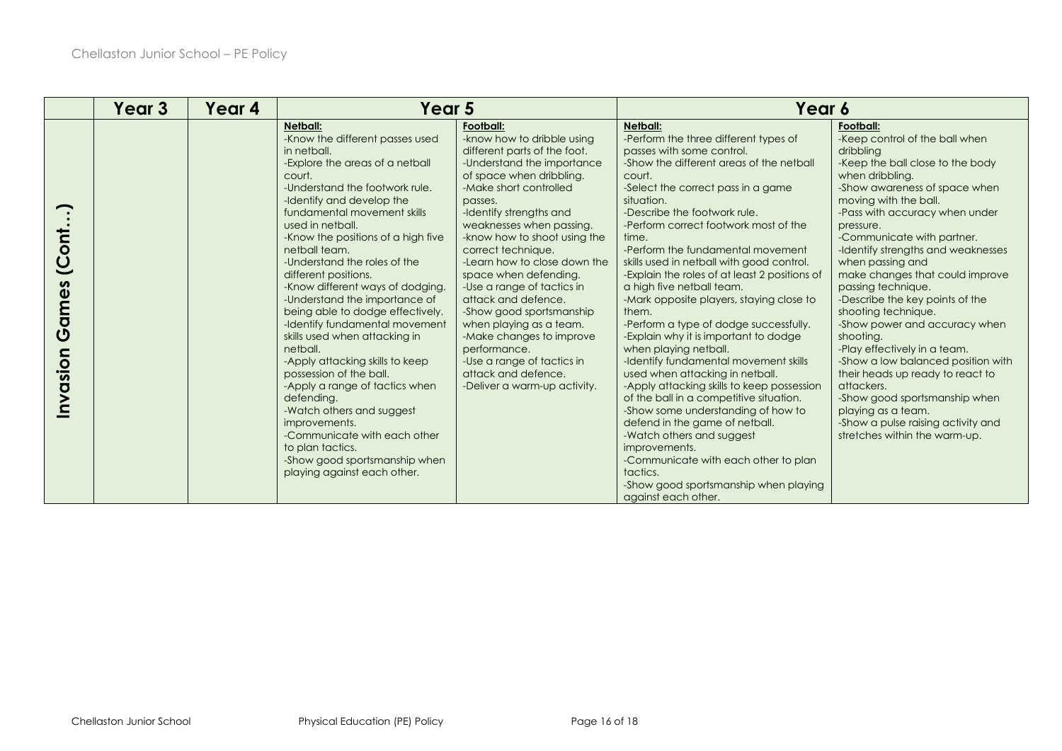| | Year 3 | Year 4 | Year 5 | | Year 6 | |
|---|---|---|---|---|---|---|
| **Invasion Games (Cont…)** | | | **Netball:**<br>-Know the different passes used in netball.<br>-Explore the areas of a netball court.<br>-Understand the footwork rule.<br>-Identify and develop the fundamental movement skills used in netball.<br>-Know the positions of a high five netball team.<br>-Understand the roles of the different positions.<br>-Know different ways of dodging.<br>-Understand the importance of being able to dodge effectively.<br>-Identify fundamental movement skills used when attacking in netball.<br>-Apply attacking skills to keep possession of the ball.<br>-Apply a range of tactics when defending.<br>-Watch others and suggest improvements.<br>-Communicate with each other to plan tactics.<br>-Show good sportsmanship when playing against each other. | **Football:**<br>-know how to dribble using different parts of the foot.<br>-Understand the importance of space when dribbling.<br>-Make short controlled passes.<br>-Identify strengths and weaknesses when passing.<br>-know how to shoot using the correct technique.<br>-Learn how to close down the space when defending.<br>-Use a range of tactics in attack and defence.<br>-Show good sportsmanship when playing as a team.<br>-Make changes to improve performance.<br>-Use a range of tactics in attack and defence.<br>-Deliver a warm-up activity. | **Netball:**<br>-Perform the three different types of passes with some control.<br>-Show the different areas of the netball court.<br>-Select the correct pass in a game situation.<br>-Describe the footwork rule.<br>-Perform correct footwork most of the time.<br>-Perform the fundamental movement skills used in netball with good control.<br>-Explain the roles of at least 2 positions of a high five netball team.<br>-Mark opposite players, staying close to them.<br>-Perform a type of dodge successfully.<br>-Explain why it is important to dodge when playing netball.<br>-Identify fundamental movement skills used when attacking in netball.<br>-Apply attacking skills to keep possession of the ball in a competitive situation.<br>-Show some understanding of how to defend in the game of netball.<br>-Watch others and suggest improvements.<br>-Communicate with each other to plan tactics.<br>-Show good sportsmanship when playing against each other. | **Football:**<br>-Keep control of the ball when dribbling<br>-Keep the ball close to the body when dribbling.<br>-Show awareness of space when moving with the ball.<br>-Pass with accuracy when under pressure.<br>-Communicate with partner.<br>-Identify strengths and weaknesses when passing and make changes that could improve passing technique.<br>-Describe the key points of the shooting technique.<br>-Show power and accuracy when shooting.<br>-Play effectively in a team.<br>-Show a low balanced position with their heads up ready to react to attackers.<br>-Show good sportsmanship when playing as a team.<br>-Show a pulse raising activity and stretches within the warm-up. |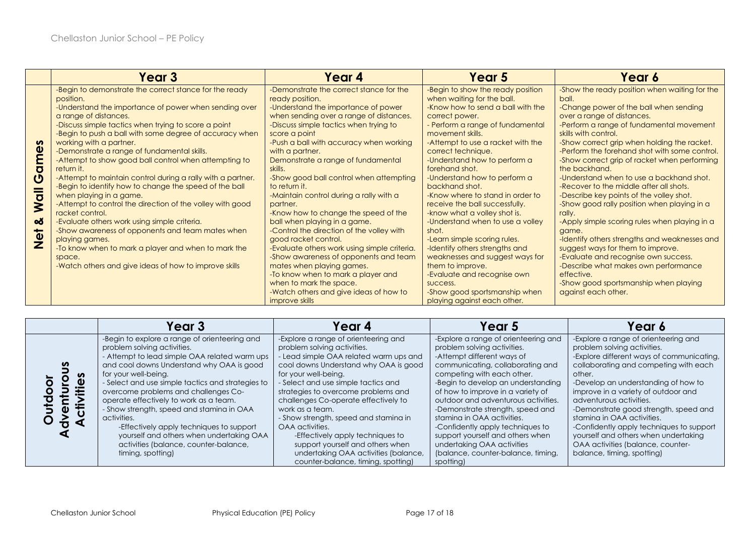| | Year 3 | Year 4 | Year 5 | Year 6 |
|---|---|---|---|---|
| **Net & Wall Games** | -Begin to demonstrate the correct stance for the ready position.<br>-Understand the importance of power when sending over a range of distances.<br>-Discuss simple tactics when trying to score a point<br>-Begin to push a ball with some degree of accuracy when working with a partner.<br>-Demonstrate a range of fundamental skills.<br>-Attempt to show good ball control when attempting to return it.<br>-Attempt to maintain control during a rally with a partner.<br>-Begin to identify how to change the speed of the ball when playing in a game.<br>-Attempt to control the direction of the volley with good racket control.<br>-Evaluate others work using simple criteria.<br>-Show awareness of opponents and team mates when playing games.<br>-To know when to mark a player and when to mark the space.<br>-Watch others and give ideas of how to improve skills | -Demonstrate the correct stance for the ready position.<br>-Understand the importance of power when sending over a range of distances.<br>-Discuss simple tactics when trying to score a point<br>-Push a ball with accuracy when working with a partner.<br>Demonstrate a range of fundamental skills.<br>-Show good ball control when attempting to return it.<br>-Maintain control during a rally with a partner.<br>-Know how to change the speed of the ball when playing in a game.<br>-Control the direction of the volley with good racket control.<br>-Evaluate others work using simple criteria.<br>-Show awareness of opponents and team mates when playing games.<br>-To know when to mark a player and when to mark the space.<br>-Watch others and give ideas of how to improve skills | -Begin to show the ready position when waiting for the ball.<br>-Know how to send a ball with the correct power.<br>- Perform a range of fundamental movement skills.<br>-Attempt to use a racket with the correct technique.<br>-Understand how to perform a forehand shot.<br>-Understand how to perform a backhand shot.<br>-Know where to stand in order to receive the ball successfully.<br>-know what a volley shot is.<br>-Understand when to use a volley shot.<br>-Learn simple scoring rules.<br>-Identify others strengths and weaknesses and suggest ways for them to improve.<br>-Evaluate and recognise own success.<br>-Show good sportsmanship when playing against each other. | -Show the ready position when waiting for the ball.<br>-Change power of the ball when sending over a range of distances.<br>-Perform a range of fundamental movement skills with control.<br>-Show correct grip when holding the racket.<br>-Perform the forehand shot with some control.<br>-Show correct grip of racket when performing the backhand.<br>-Understand when to use a backhand shot.<br>-Recover to the middle after all shots.<br>-Describe key points of the volley shot.<br>-Show good rally position when playing in a rally.<br>-Apply simple scoring rules when playing in a game.<br>-Identify others strengths and weaknesses and suggest ways for them to improve.<br>-Evaluate and recognise own success.<br>-Describe what makes own performance effective.<br>-Show good sportsmanship when playing against each other. |

| | Year 3 | Year 4 | Year 5 | Year 6 |
|---|---|---|---|---|
| **Outdoor Adventurous Activities** | -Begin to explore a range of orienteering and problem solving activities.<br>- Attempt to lead simple OAA related warm ups and cool downs Understand why OAA is good for your well-being.<br>- Select and use simple tactics and strategies to overcome problems and challenges Co-operate effectively to work as a team.<br>- Show strength, speed and stamina in OAA activities.<br>-Effectively apply techniques to support yourself and others when undertaking OAA activities (balance, counter-balance, timing, spotting) | -Explore a range of orienteering and problem solving activities.<br>- Lead simple OAA related warm ups and cool downs Understand why OAA is good for your well-being.<br>- Select and use simple tactics and strategies to overcome problems and challenges Co-operate effectively to work as a team.<br>- Show strength, speed and stamina in OAA activities.<br>-Effectively apply techniques to support yourself and others when undertaking OAA activities (balance, counter-balance, timing, spotting) | -Explore a range of orienteering and problem solving activities.<br>-Attempt different ways of communicating, collaborating and competing with each other.<br>-Begin to develop an understanding of how to improve in a variety of outdoor and adventurous activities.<br>-Demonstrate strength, speed and stamina in OAA activities.<br>-Confidently apply techniques to support yourself and others when undertaking OAA activities (balance, counter-balance, timing, spotting) | -Explore a range of orienteering and problem solving activities.<br>-Explore different ways of communicating, collaborating and competing with each other.<br>-Develop an understanding of how to improve in a variety of outdoor and adventurous activities.<br>-Demonstrate good strength, speed and stamina in OAA activities.<br>-Confidently apply techniques to support yourself and others when undertaking OAA activities (balance, counter-balance, timing, spotting) |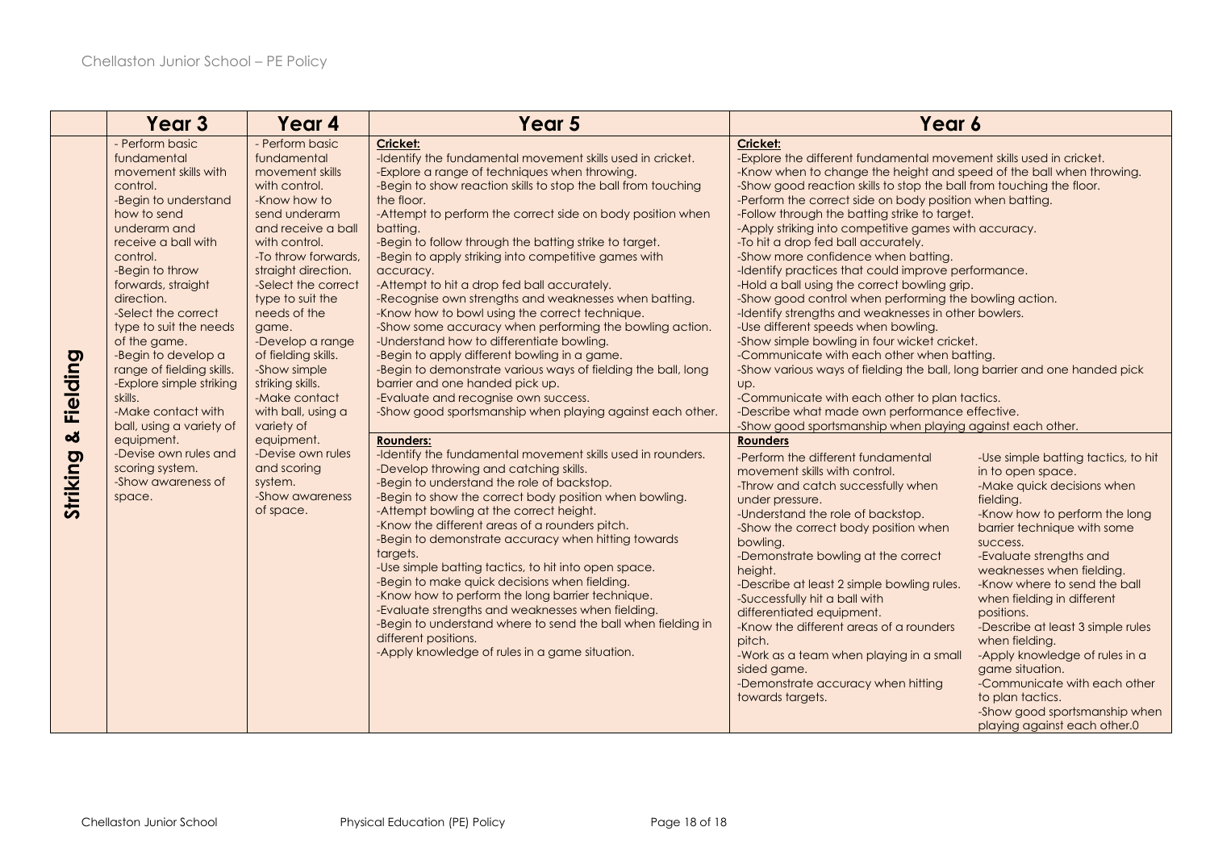| | Year 3 | Year 4 | Year 5 | Year 6 |
|---|---|---|---|---|
| **Striking & Fielding** | - Perform basic fundamental movement skills with control.<br>-Begin to understand how to send underarm and receive a ball with control.<br>-Begin to throw forwards, straight direction.<br>-Select the correct type to suit the needs of the game.<br>-Begin to develop a range of fielding skills.<br>-Explore simple striking skills.<br>-Make contact with ball, using a variety of equipment.<br>-Devise own rules and scoring system.<br>-Show awareness of space. | - Perform basic fundamental movement skills with control.<br>-Know how to send underarm and receive a ball with control.<br>-To throw forwards, straight direction.<br>-Select the correct type to suit the needs of the game.<br>-Develop a range of fielding skills.<br>-Show simple striking skills.<br>-Make contact with ball, using a variety of equipment.<br>-Devise own rules and scoring system.<br>-Show awareness of space. | **Cricket:**<br>-Identify the fundamental movement skills used in cricket.<br>-Explore a range of techniques when throwing.<br>-Begin to show reaction skills to stop the ball from touching the floor.<br>-Attempt to perform the correct side on body position when batting.<br>-Begin to follow through the batting strike to target.<br>-Begin to apply striking into competitive games with accuracy.<br>-Attempt to hit a drop fed ball accurately.<br>-Recognise own strengths and weaknesses when batting.<br>-Know how to bowl using the correct technique.<br>-Show some accuracy when performing the bowling action.<br>-Understand how to differentiate bowling.<br>-Begin to apply different bowling in a game.<br>-Begin to demonstrate various ways of fielding the ball, long barrier and one handed pick up.<br>-Evaluate and recognise own success.<br>-Show good sportsmanship when playing against each other.<br><br>**Rounders:**<br>-Identify the fundamental movement skills used in rounders.<br>-Develop throwing and catching skills.<br>-Begin to understand the role of backstop.<br>-Begin to show the correct body position when bowling.<br>-Attempt bowling at the correct height.<br>-Know the different areas of a rounders pitch.<br>-Begin to demonstrate accuracy when hitting towards targets.<br>-Use simple batting tactics, to hit into open space.<br>-Begin to make quick decisions when fielding.<br>-Know how to perform the long barrier technique.<br>-Evaluate strengths and weaknesses when fielding.<br>-Begin to understand where to send the ball when fielding in different positions.<br>-Apply knowledge of rules in a game situation. | **Cricket:**<br>-Explore the different fundamental movement skills used in cricket.<br>-Know when to change the height and speed of the ball when throwing.<br>-Show good reaction skills to stop the ball from touching the floor.<br>-Perform the correct side on body position when batting.<br>-Follow through the batting strike to target.<br>-Apply striking into competitive games with accuracy.<br>-To hit a drop fed ball accurately.<br>-Show more confidence when batting.<br>-Identify practices that could improve performance.<br>-Hold a ball using the correct bowling grip.<br>-Show good control when performing the bowling action.<br>-Identify strengths and weaknesses in other bowlers.<br>-Use different speeds when bowling.<br>-Show simple bowling in four wicket cricket.<br>-Communicate with each other when batting.<br>-Show various ways of fielding the ball, long barrier and one handed pick up.<br>-Communicate with each other to plan tactics.<br>-Describe what made own performance effective.<br>-Show good sportsmanship when playing against each other.<br><br>**Rounders**<br>-Perform the different fundamental movement skills with control.<br>-Throw and catch successfully when under pressure.<br>-Understand the role of backstop.<br>-Show the correct body position when bowling.<br>-Demonstrate bowling at the correct height.<br>-Describe at least 2 simple bowling rules.<br>-Successfully hit a ball with differentiated equipment.<br>-Know the different areas of a rounders pitch.<br>-Work as a team when playing in a small sided game.<br>-Demonstrate accuracy when hitting towards targets.<br>-Use simple batting tactics, to hit in to open space.<br>-Make quick decisions when fielding.<br>-Know how to perform the long barrier technique with some success.<br>-Evaluate strengths and weaknesses when fielding.<br>-Know where to send the ball when fielding in different positions.<br>-Describe at least 3 simple rules when fielding.<br>-Apply knowledge of rules in a game situation.<br>-Communicate with each other to plan tactics.<br>-Show good sportsmanship when playing against each other.0 |